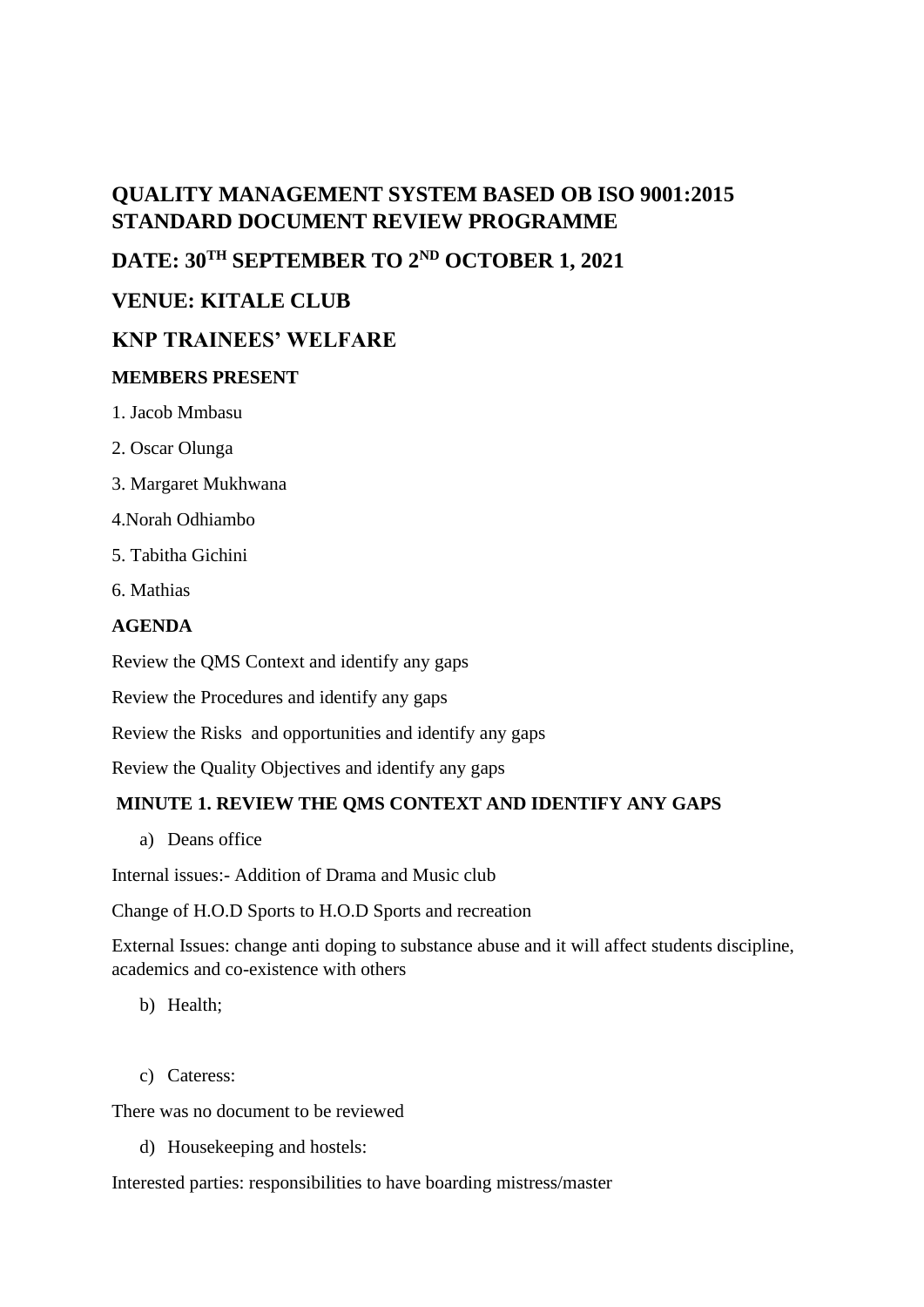## QUALITY MANAGEMENT SYSTEM BASED OB ISO 9001:2015 STANDARD DOCUMENT REVIEW PROGRAMME

## DATE: 30TH SEPTEMBER TO 2ND OCTOBER 1, 2021

## VENUE: KITALE CLUB

## KNP TRAINEES' WELFARE

**MEMBERS PRESENT**

1. Jacob Mmbasu
2. Oscar Olunga
3. Margaret Mukhwana
4. Norah Odhiambo
5. Tabitha Gichini
6. Mathias

**AGENDA**

Review the QMS Context and identify any gaps

Review the Procedures and identify any gaps

Review the Risks and opportunities and identify any gaps

Review the Quality Objectives and identify any gaps

**MINUTE 1. REVIEW THE QMS CONTEXT AND IDENTIFY ANY GAPS**

a) Deans office

Internal issues:- Addition of Drama and Music club

Change of H.O.D Sports to H.O.D Sports and recreation

External Issues: change anti doping to substance abuse and it will affect students discipline, academics and co-existence with others

b) Health;

c) Cateress:

There was no document to be reviewed

d) Housekeeping and hostels:

Interested parties: responsibilities to have boarding mistress/master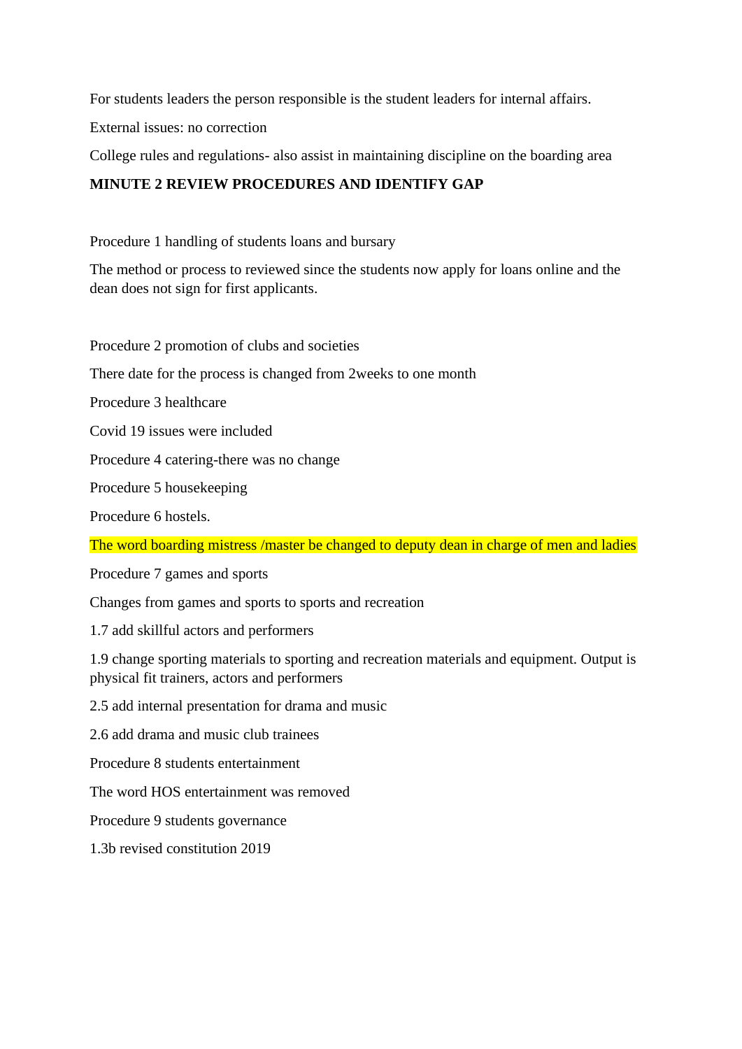For students leaders the person responsible is the student leaders for internal affairs.

External issues: no correction

College rules and regulations- also assist in maintaining discipline on the boarding area

**MINUTE 2 REVIEW PROCEDURES AND IDENTIFY GAP**

Procedure 1 handling of students loans and bursary

The method or process to reviewed since the students now apply for loans online and the dean does not sign for first applicants.

Procedure 2 promotion of clubs and societies

There date for the process is changed from 2weeks to one month

Procedure 3 healthcare

Covid 19 issues were included

Procedure 4 catering-there was no change

Procedure 5 housekeeping

Procedure 6 hostels.

The word boarding mistress /master be changed to deputy dean in charge of men and ladies

Procedure 7 games and sports

Changes from games and sports to sports and recreation

1.7 add skillful actors and performers

1.9 change sporting materials to sporting and recreation materials and equipment. Output is physical fit trainers, actors and performers

2.5 add internal presentation for drama and music

2.6 add drama and music club trainees

Procedure 8 students entertainment

The word HOS entertainment was removed

Procedure 9 students governance

1.3b revised constitution 2019